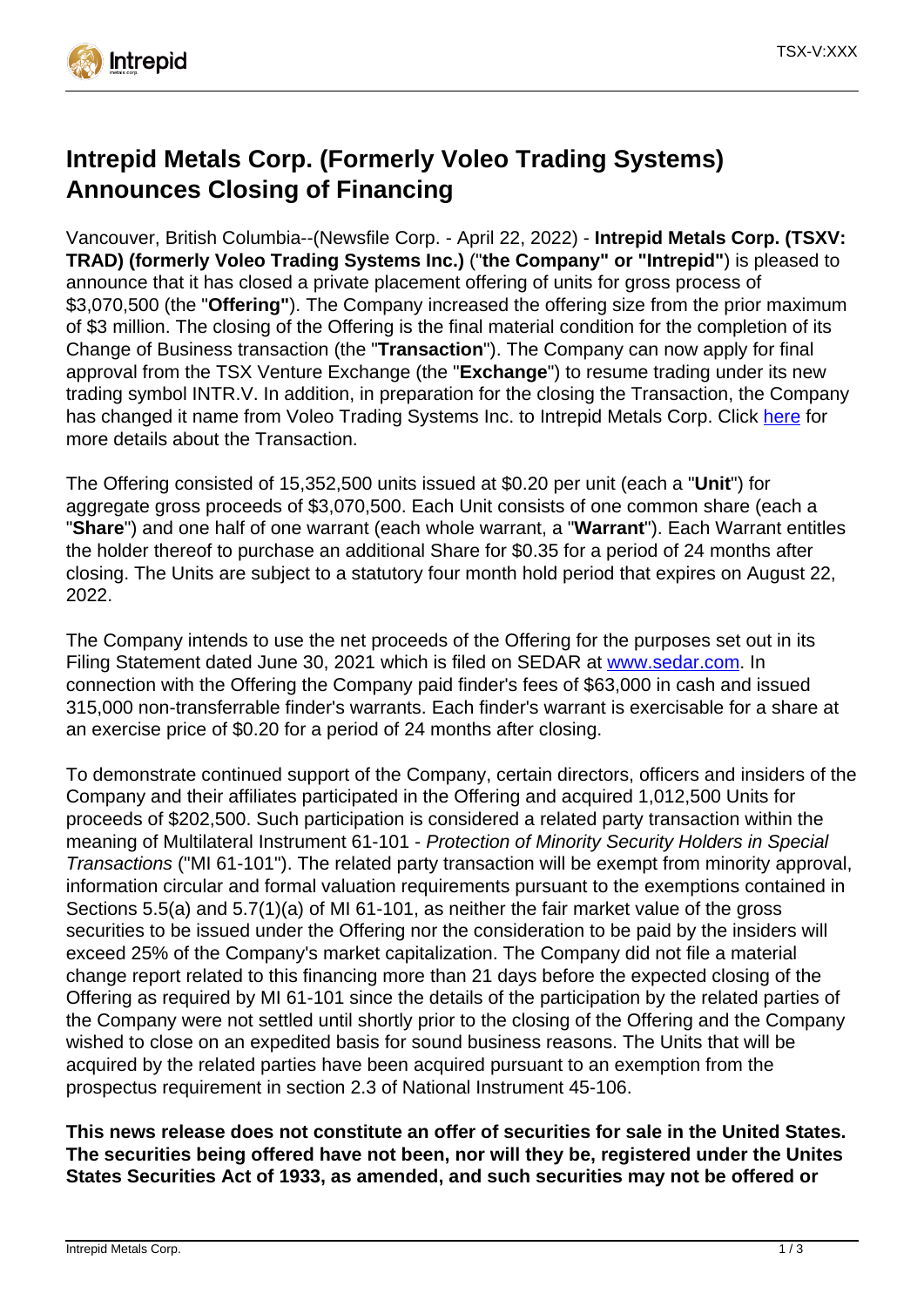# Intrepid Metals Corp. (Formerly Voleo Trading Systems) Announces Closing of Financing

Vancouver, British Columbia--(Newsfile Corp. - April 22, 2022) - **Intrepid Metals Corp. (TSXV: TRAD) (formerly Voleo Trading Systems Inc.)** ("**the Company" or "Intrepid"**) is pleased to announce that it has closed a private placement offering of units for gross process of $3,070,500 (the "**Offering"**). The Company increased the offering size from the prior maximum of $3 million. The closing of the Offering is the final material condition for the completion of its Change of Business transaction (the "**Transaction**"). The Company can now apply for final approval from the TSX Venture Exchange (the "**Exchange**") to resume trading under its new trading symbol INTR.V. In addition, in preparation for the closing the Transaction, the Company has changed it name from Voleo Trading Systems Inc. to Intrepid Metals Corp. Click here for more details about the Transaction.

The Offering consisted of 15,352,500 units issued at $0.20 per unit (each a "**Unit**") for aggregate gross proceeds of $3,070,500. Each Unit consists of one common share (each a "**Share**") and one half of one warrant (each whole warrant, a "**Warrant**"). Each Warrant entitles the holder thereof to purchase an additional Share for $0.35 for a period of 24 months after closing. The Units are subject to a statutory four month hold period that expires on August 22, 2022.

The Company intends to use the net proceeds of the Offering for the purposes set out in its Filing Statement dated June 30, 2021 which is filed on SEDAR at www.sedar.com. In connection with the Offering the Company paid finder's fees of $63,000 in cash and issued 315,000 non-transferrable finder's warrants. Each finder's warrant is exercisable for a share at an exercise price of $0.20 for a period of 24 months after closing.

To demonstrate continued support of the Company, certain directors, officers and insiders of the Company and their affiliates participated in the Offering and acquired 1,012,500 Units for proceeds of $202,500. Such participation is considered a related party transaction within the meaning of Multilateral Instrument 61-101 - *Protection of Minority Security Holders in Special Transactions* ("MI 61-101"). The related party transaction will be exempt from minority approval, information circular and formal valuation requirements pursuant to the exemptions contained in Sections 5.5(a) and 5.7(1)(a) of MI 61-101, as neither the fair market value of the gross securities to be issued under the Offering nor the consideration to be paid by the insiders will exceed 25% of the Company's market capitalization. The Company did not file a material change report related to this financing more than 21 days before the expected closing of the Offering as required by MI 61-101 since the details of the participation by the related parties of the Company were not settled until shortly prior to the closing of the Offering and the Company wished to close on an expedited basis for sound business reasons. The Units that will be acquired by the related parties have been acquired pursuant to an exemption from the prospectus requirement in section 2.3 of National Instrument 45-106.

**This news release does not constitute an offer of securities for sale in the United States. The securities being offered have not been, nor will they be, registered under the Unites States Securities Act of 1933, as amended, and such securities may not be offered or**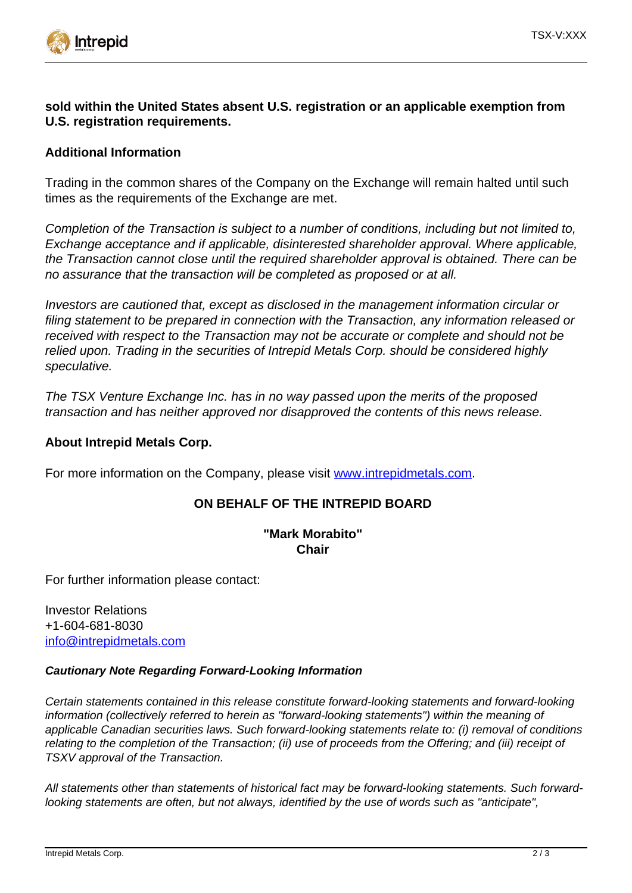**sold within the United States absent U.S. registration or an applicable exemption from U.S. registration requirements.**

**Additional Information**

Trading in the common shares of the Company on the Exchange will remain halted until such times as the requirements of the Exchange are met.

*Completion of the Transaction is subject to a number of conditions, including but not limited to, Exchange acceptance and if applicable, disinterested shareholder approval. Where applicable, the Transaction cannot close until the required shareholder approval is obtained. There can be no assurance that the transaction will be completed as proposed or at all.*

*Investors are cautioned that, except as disclosed in the management information circular or filing statement to be prepared in connection with the Transaction, any information released or received with respect to the Transaction may not be accurate or complete and should not be relied upon. Trading in the securities of Intrepid Metals Corp. should be considered highly speculative.*

*The TSX Venture Exchange Inc. has in no way passed upon the merits of the proposed transaction and has neither approved nor disapproved the contents of this news release.*

**About Intrepid Metals Corp.**

For more information on the Company, please visit www.intrepidmetals.com.

**ON BEHALF OF THE INTREPID BOARD**

**"Mark Morabito"**
**Chair**

For further information please contact:

Investor Relations
+1-604-681-8030
info@intrepidmetals.com

***Cautionary Note Regarding Forward-Looking Information***

*Certain statements contained in this release constitute forward-looking statements and forward-looking information (collectively referred to herein as "forward-looking statements") within the meaning of applicable Canadian securities laws. Such forward-looking statements relate to: (i) removal of conditions relating to the completion of the Transaction; (ii) use of proceeds from the Offering; and (iii) receipt of TSXV approval of the Transaction.*

*All statements other than statements of historical fact may be forward-looking statements. Such forward-looking statements are often, but not always, identified by the use of words such as "anticipate",*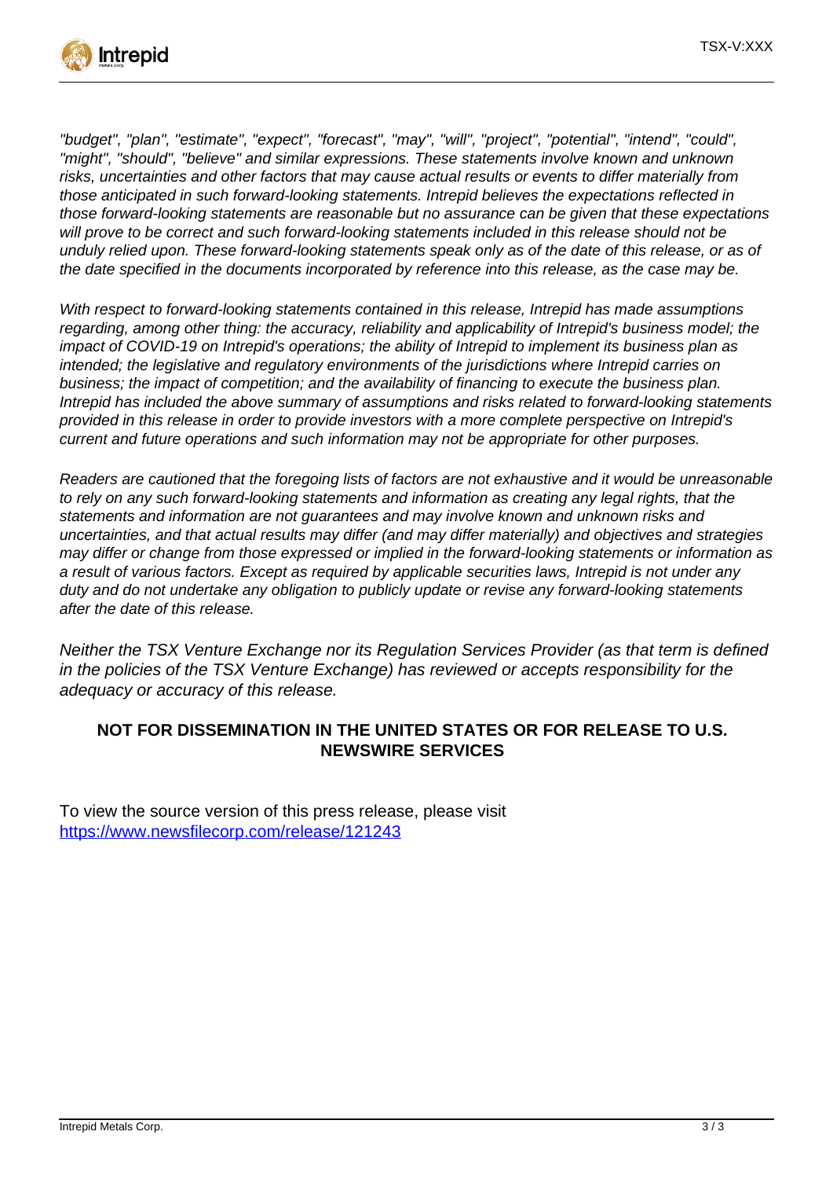*"budget", "plan", "estimate", "expect", "forecast", "may", "will", "project", "potential", "intend", "could", "might", "should", "believe" and similar expressions. These statements involve known and unknown risks, uncertainties and other factors that may cause actual results or events to differ materially from those anticipated in such forward-looking statements. Intrepid believes the expectations reflected in those forward-looking statements are reasonable but no assurance can be given that these expectations will prove to be correct and such forward-looking statements included in this release should not be unduly relied upon. These forward-looking statements speak only as of the date of this release, or as of the date specified in the documents incorporated by reference into this release, as the case may be.*

*With respect to forward-looking statements contained in this release, Intrepid has made assumptions regarding, among other thing: the accuracy, reliability and applicability of Intrepid's business model; the impact of COVID-19 on Intrepid's operations; the ability of Intrepid to implement its business plan as intended; the legislative and regulatory environments of the jurisdictions where Intrepid carries on business; the impact of competition; and the availability of financing to execute the business plan. Intrepid has included the above summary of assumptions and risks related to forward-looking statements provided in this release in order to provide investors with a more complete perspective on Intrepid's current and future operations and such information may not be appropriate for other purposes.*

*Readers are cautioned that the foregoing lists of factors are not exhaustive and it would be unreasonable to rely on any such forward-looking statements and information as creating any legal rights, that the statements and information are not guarantees and may involve known and unknown risks and uncertainties, and that actual results may differ (and may differ materially) and objectives and strategies may differ or change from those expressed or implied in the forward-looking statements or information as a result of various factors. Except as required by applicable securities laws, Intrepid is not under any duty and do not undertake any obligation to publicly update or revise any forward-looking statements after the date of this release.*

*Neither the TSX Venture Exchange nor its Regulation Services Provider (as that term is defined in the policies of the TSX Venture Exchange) has reviewed or accepts responsibility for the adequacy or accuracy of this release.*

**NOT FOR DISSEMINATION IN THE UNITED STATES OR FOR RELEASE TO U.S. NEWSWIRE SERVICES**

To view the source version of this press release, please visit https://www.newsfilecorp.com/release/121243